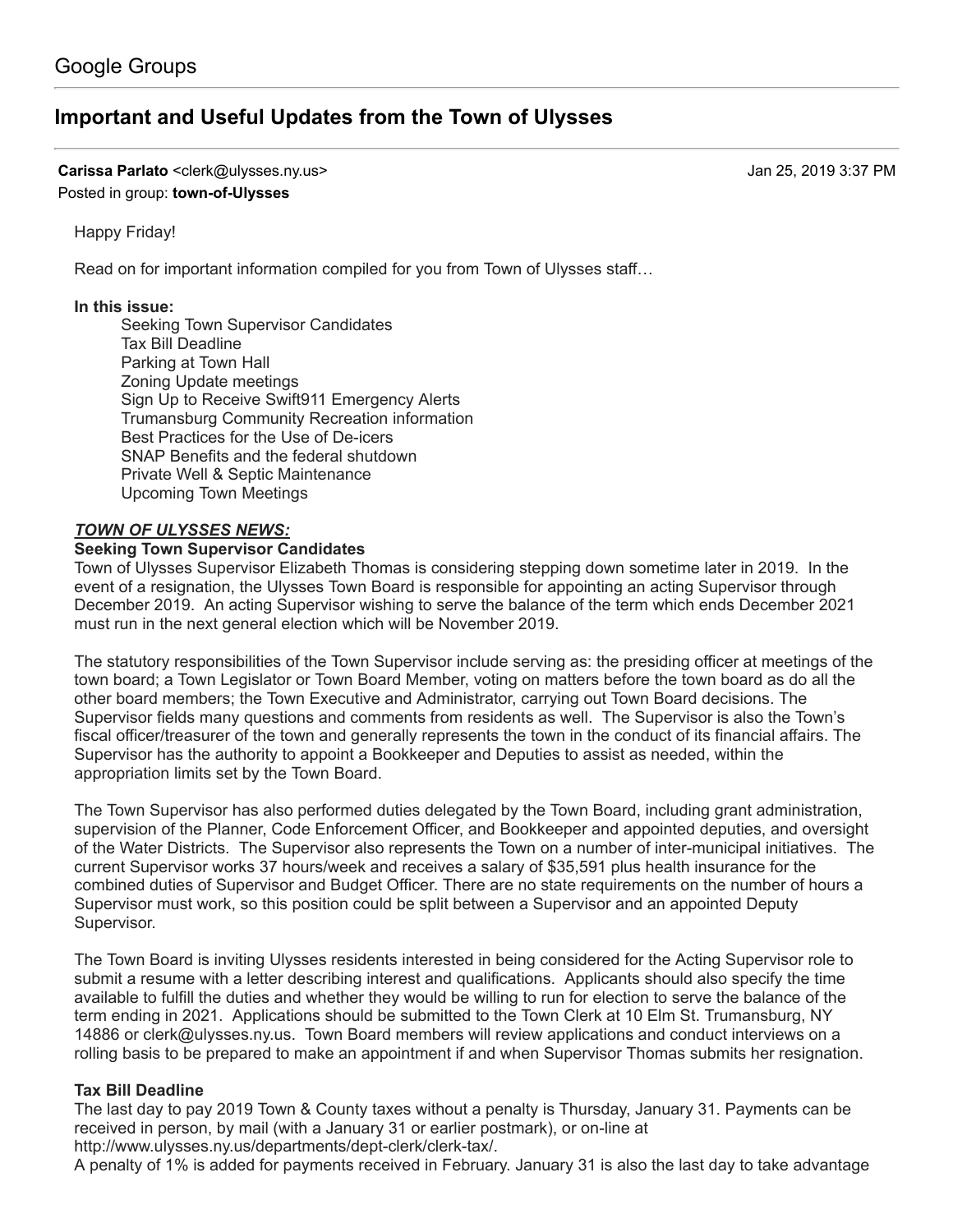Google Groups

# Important and Useful Updates from the Town of Ulysses

**Carissa Parlato** <clerk@ulysses.ny.us> Jan 25, 2019 3:37 PM
Posted in group: **town-of-Ulysses**

Happy Friday!

Read on for important information compiled for you from Town of Ulysses staff…

**In this issue:**

- Seeking Town Supervisor Candidates
- Tax Bill Deadline
- Parking at Town Hall
- Zoning Update meetings
- Sign Up to Receive Swift911 Emergency Alerts
- Trumansburg Community Recreation information
- Best Practices for the Use of De-icers
- SNAP Benefits and the federal shutdown
- Private Well & Septic Maintenance
- Upcoming Town Meetings

***TOWN OF ULYSSES NEWS:***

**Seeking Town Supervisor Candidates**

Town of Ulysses Supervisor Elizabeth Thomas is considering stepping down sometime later in 2019. In the event of a resignation, the Ulysses Town Board is responsible for appointing an acting Supervisor through December 2019. An acting Supervisor wishing to serve the balance of the term which ends December 2021 must run in the next general election which will be November 2019.

The statutory responsibilities of the Town Supervisor include serving as: the presiding officer at meetings of the town board; a Town Legislator or Town Board Member, voting on matters before the town board as do all the other board members; the Town Executive and Administrator, carrying out Town Board decisions. The Supervisor fields many questions and comments from residents as well. The Supervisor is also the Town's fiscal officer/treasurer of the town and generally represents the town in the conduct of its financial affairs. The Supervisor has the authority to appoint a Bookkeeper and Deputies to assist as needed, within the appropriation limits set by the Town Board.

The Town Supervisor has also performed duties delegated by the Town Board, including grant administration, supervision of the Planner, Code Enforcement Officer, and Bookkeeper and appointed deputies, and oversight of the Water Districts. The Supervisor also represents the Town on a number of inter-municipal initiatives. The current Supervisor works 37 hours/week and receives a salary of $35,591 plus health insurance for the combined duties of Supervisor and Budget Officer. There are no state requirements on the number of hours a Supervisor must work, so this position could be split between a Supervisor and an appointed Deputy Supervisor.

The Town Board is inviting Ulysses residents interested in being considered for the Acting Supervisor role to submit a resume with a letter describing interest and qualifications. Applicants should also specify the time available to fulfill the duties and whether they would be willing to run for election to serve the balance of the term ending in 2021. Applications should be submitted to the Town Clerk at 10 Elm St. Trumansburg, NY 14886 or clerk@ulysses.ny.us. Town Board members will review applications and conduct interviews on a rolling basis to be prepared to make an appointment if and when Supervisor Thomas submits her resignation.

**Tax Bill Deadline**

The last day to pay 2019 Town & County taxes without a penalty is Thursday, January 31. Payments can be received in person, by mail (with a January 31 or earlier postmark), or on-line at http://www.ulysses.ny.us/departments/dept-clerk/clerk-tax/.
A penalty of 1% is added for payments received in February. January 31 is also the last day to take advantage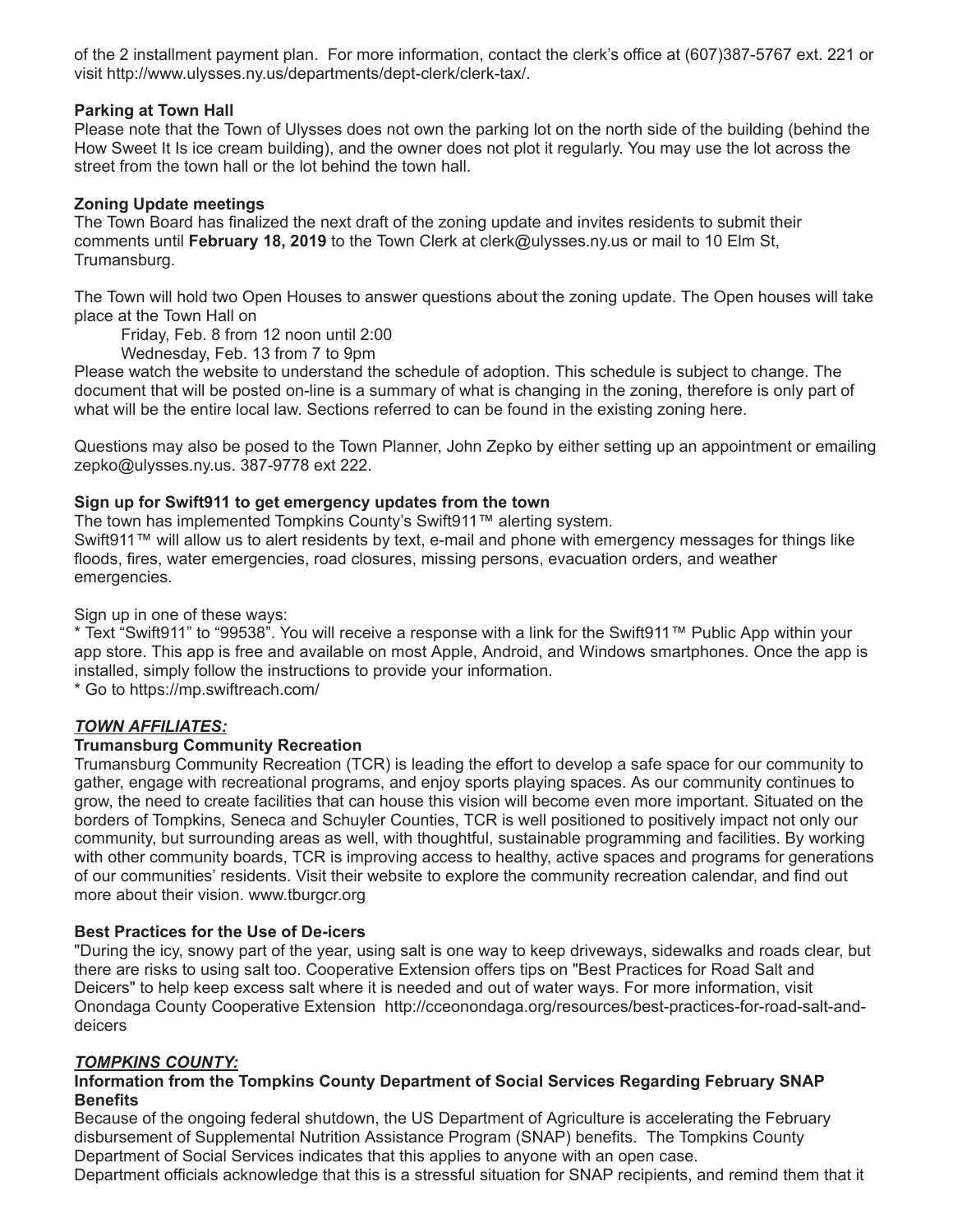of the 2 installment payment plan. For more information, contact the clerk's office at (607)387-5767 ext. 221 or visit http://www.ulysses.ny.us/departments/dept-clerk/clerk-tax/.

**Parking at Town Hall**

Please note that the Town of Ulysses does not own the parking lot on the north side of the building (behind the How Sweet It Is ice cream building), and the owner does not plot it regularly. You may use the lot across the street from the town hall or the lot behind the town hall.

**Zoning Update meetings**

The Town Board has finalized the next draft of the zoning update and invites residents to submit their comments until **February 18, 2019** to the Town Clerk at clerk@ulysses.ny.us or mail to 10 Elm St, Trumansburg.

The Town will hold two Open Houses to answer questions about the zoning update. The Open houses will take place at the Town Hall on

Friday, Feb. 8 from 12 noon until 2:00
Wednesday, Feb. 13 from 7 to 9pm

Please watch the website to understand the schedule of adoption. This schedule is subject to change. The document that will be posted on-line is a summary of what is changing in the zoning, therefore is only part of what will be the entire local law. Sections referred to can be found in the existing zoning here.

Questions may also be posed to the Town Planner, John Zepko by either setting up an appointment or emailing zepko@ulysses.ny.us. 387-9778 ext 222.

**Sign up for Swift911 to get emergency updates from the town**

The town has implemented Tompkins County's Swift911™ alerting system.
Swift911™ will allow us to alert residents by text, e-mail and phone with emergency messages for things like floods, fires, water emergencies, road closures, missing persons, evacuation orders, and weather emergencies.

Sign up in one of these ways:

* Text "Swift911" to "99538". You will receive a response with a link for the Swift911™ Public App within your app store. This app is free and available on most Apple, Android, and Windows smartphones. Once the app is installed, simply follow the instructions to provide your information.
* Go to https://mp.swiftreach.com/

***TOWN AFFILIATES:***

**Trumansburg Community Recreation**

Trumansburg Community Recreation (TCR) is leading the effort to develop a safe space for our community to gather, engage with recreational programs, and enjoy sports playing spaces. As our community continues to grow, the need to create facilities that can house this vision will become even more important. Situated on the borders of Tompkins, Seneca and Schuyler Counties, TCR is well positioned to positively impact not only our community, but surrounding areas as well, with thoughtful, sustainable programming and facilities. By working with other community boards, TCR is improving access to healthy, active spaces and programs for generations of our communities' residents. Visit their website to explore the community recreation calendar, and find out more about their vision. www.tburgcr.org

**Best Practices for the Use of De-icers**

"During the icy, snowy part of the year, using salt is one way to keep driveways, sidewalks and roads clear, but there are risks to using salt too. Cooperative Extension offers tips on "Best Practices for Road Salt and Deicers" to help keep excess salt where it is needed and out of water ways. For more information, visit Onondaga County Cooperative Extension http://cceonondaga.org/resources/best-practices-for-road-salt-and-deicers

***TOMPKINS COUNTY:***

**Information from the Tompkins County Department of Social Services Regarding February SNAP Benefits**

Because of the ongoing federal shutdown, the US Department of Agriculture is accelerating the February disbursement of Supplemental Nutrition Assistance Program (SNAP) benefits. The Tompkins County Department of Social Services indicates that this applies to anyone with an open case.
Department officials acknowledge that this is a stressful situation for SNAP recipients, and remind them that it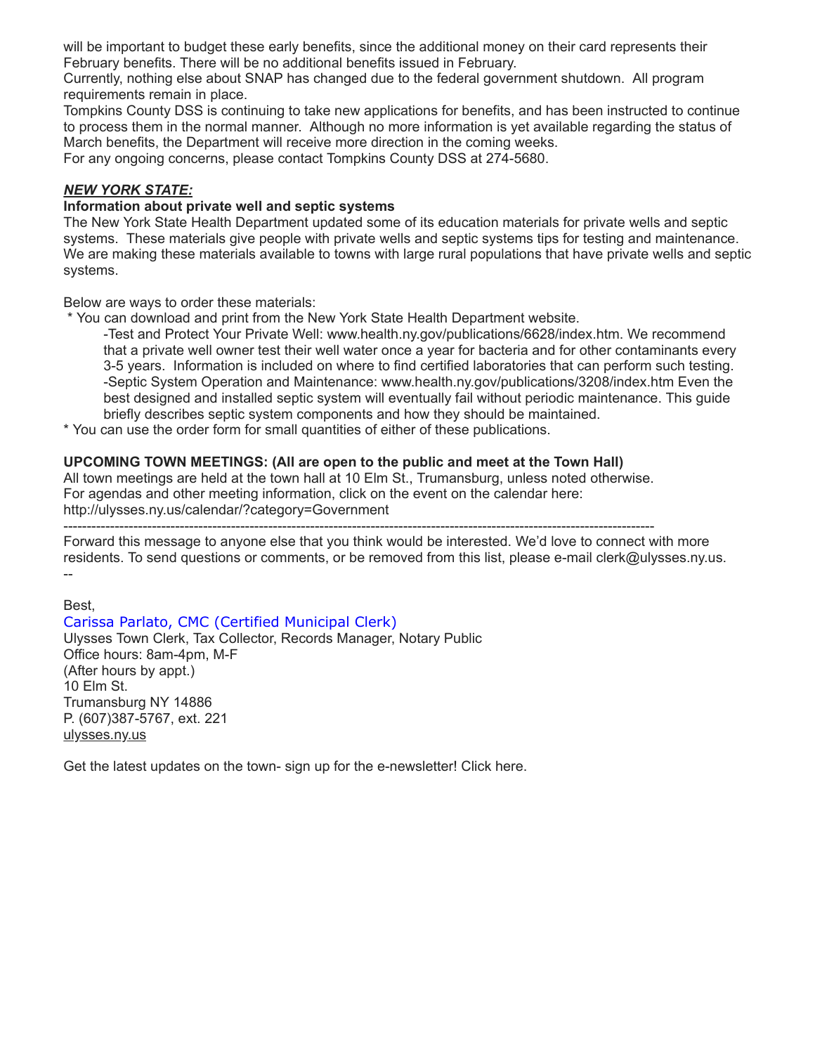will be important to budget these early benefits, since the additional money on their card represents their February benefits. There will be no additional benefits issued in February.

Currently, nothing else about SNAP has changed due to the federal government shutdown. All program requirements remain in place.

Tompkins County DSS is continuing to take new applications for benefits, and has been instructed to continue to process them in the normal manner. Although no more information is yet available regarding the status of March benefits, the Department will receive more direction in the coming weeks.

For any ongoing concerns, please contact Tompkins County DSS at 274-5680.

***NEW YORK STATE:***

**Information about private well and septic systems**

The New York State Health Department updated some of its education materials for private wells and septic systems. These materials give people with private wells and septic systems tips for testing and maintenance. We are making these materials available to towns with large rural populations that have private wells and septic systems.

Below are ways to order these materials:

* You can download and print from the New York State Health Department website.
    -Test and Protect Your Private Well: www.health.ny.gov/publications/6628/index.htm. We recommend that a private well owner test their well water once a year for bacteria and for other contaminants every 3-5 years. Information is included on where to find certified laboratories that can perform such testing.
    -Septic System Operation and Maintenance: www.health.ny.gov/publications/3208/index.htm Even the best designed and installed septic system will eventually fail without periodic maintenance. This guide briefly describes septic system components and how they should be maintained.
* You can use the order form for small quantities of either of these publications.

**UPCOMING TOWN MEETINGS: (All are open to the public and meet at the Town Hall)**

All town meetings are held at the town hall at 10 Elm St., Trumansburg, unless noted otherwise.
For agendas and other meeting information, click on the event on the calendar here:
http://ulysses.ny.us/calendar/?category=Government

-----------------------------------------------------------------------------------------------------------------------------

Forward this message to anyone else that you think would be interested. We'd love to connect with more residents. To send questions or comments, or be removed from this list, please e-mail clerk@ulysses.ny.us.

--

Best,

Carissa Parlato, CMC (Certified Municipal Clerk)
Ulysses Town Clerk, Tax Collector, Records Manager, Notary Public
Office hours: 8am-4pm, M-F
(After hours by appt.)
10 Elm St.
Trumansburg NY 14886
P. (607)387-5767, ext. 221
ulysses.ny.us

Get the latest updates on the town- sign up for the e-newsletter! Click here.